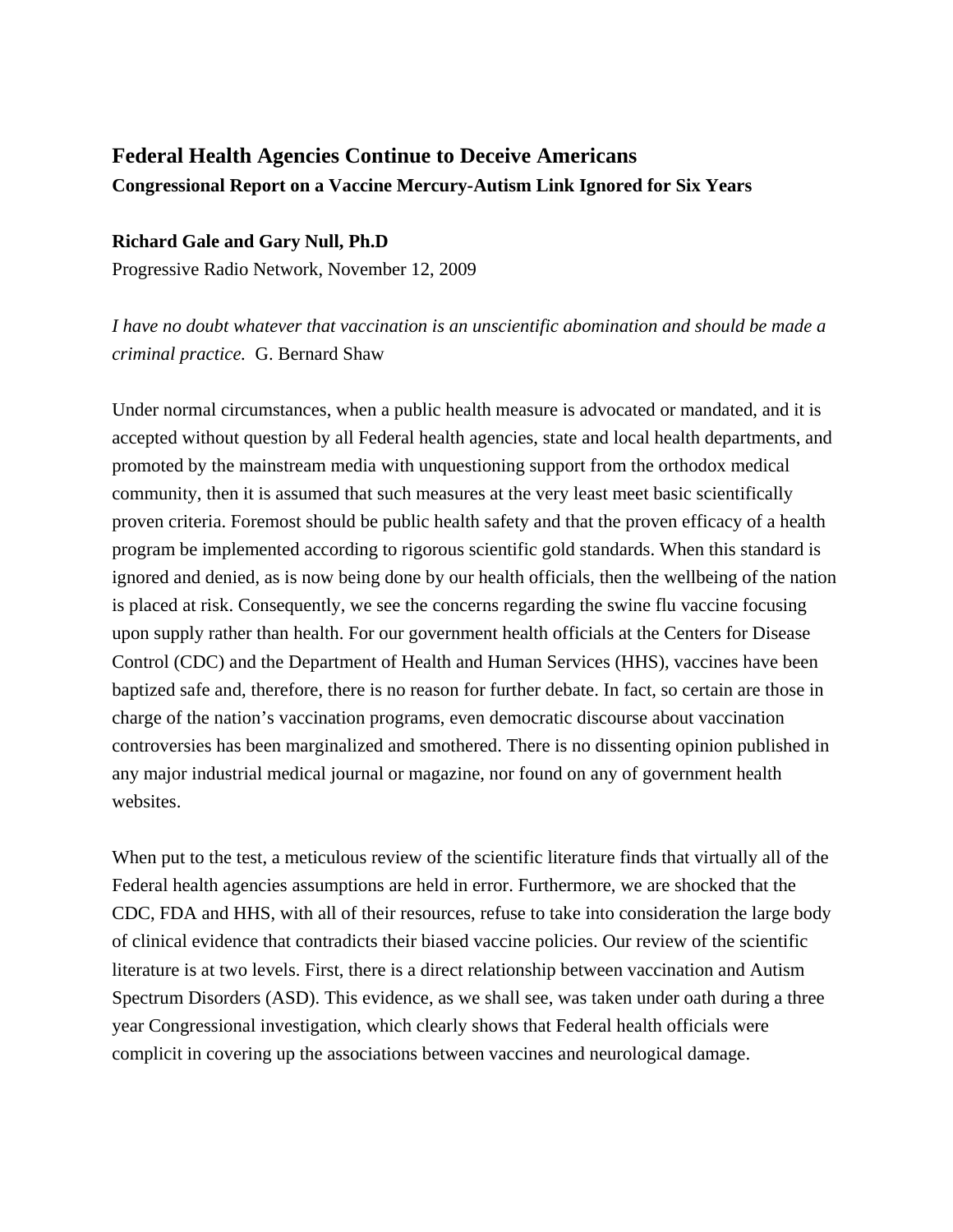# Federal Health Agencies Continue to Deceive Americans

## Congressional Report on a Vaccine Mercury-Autism Link Ignored for Six Years

**Richard Gale and Gary Null, Ph.D**

Progressive Radio Network, November 12, 2009

*I have no doubt whatever that vaccination is an unscientific abomination and should be made a criminal practice.* G. Bernard Shaw

Under normal circumstances, when a public health measure is advocated or mandated, and it is accepted without question by all Federal health agencies, state and local health departments, and promoted by the mainstream media with unquestioning support from the orthodox medical community, then it is assumed that such measures at the very least meet basic scientifically proven criteria. Foremost should be public health safety and that the proven efficacy of a health program be implemented according to rigorous scientific gold standards. When this standard is ignored and denied, as is now being done by our health officials, then the wellbeing of the nation is placed at risk. Consequently, we see the concerns regarding the swine flu vaccine focusing upon supply rather than health. For our government health officials at the Centers for Disease Control (CDC) and the Department of Health and Human Services (HHS), vaccines have been baptized safe and, therefore, there is no reason for further debate. In fact, so certain are those in charge of the nation's vaccination programs, even democratic discourse about vaccination controversies has been marginalized and smothered. There is no dissenting opinion published in any major industrial medical journal or magazine, nor found on any of government health websites.

When put to the test, a meticulous review of the scientific literature finds that virtually all of the Federal health agencies assumptions are held in error. Furthermore, we are shocked that the CDC, FDA and HHS, with all of their resources, refuse to take into consideration the large body of clinical evidence that contradicts their biased vaccine policies. Our review of the scientific literature is at two levels. First, there is a direct relationship between vaccination and Autism Spectrum Disorders (ASD). This evidence, as we shall see, was taken under oath during a three year Congressional investigation, which clearly shows that Federal health officials were complicit in covering up the associations between vaccines and neurological damage.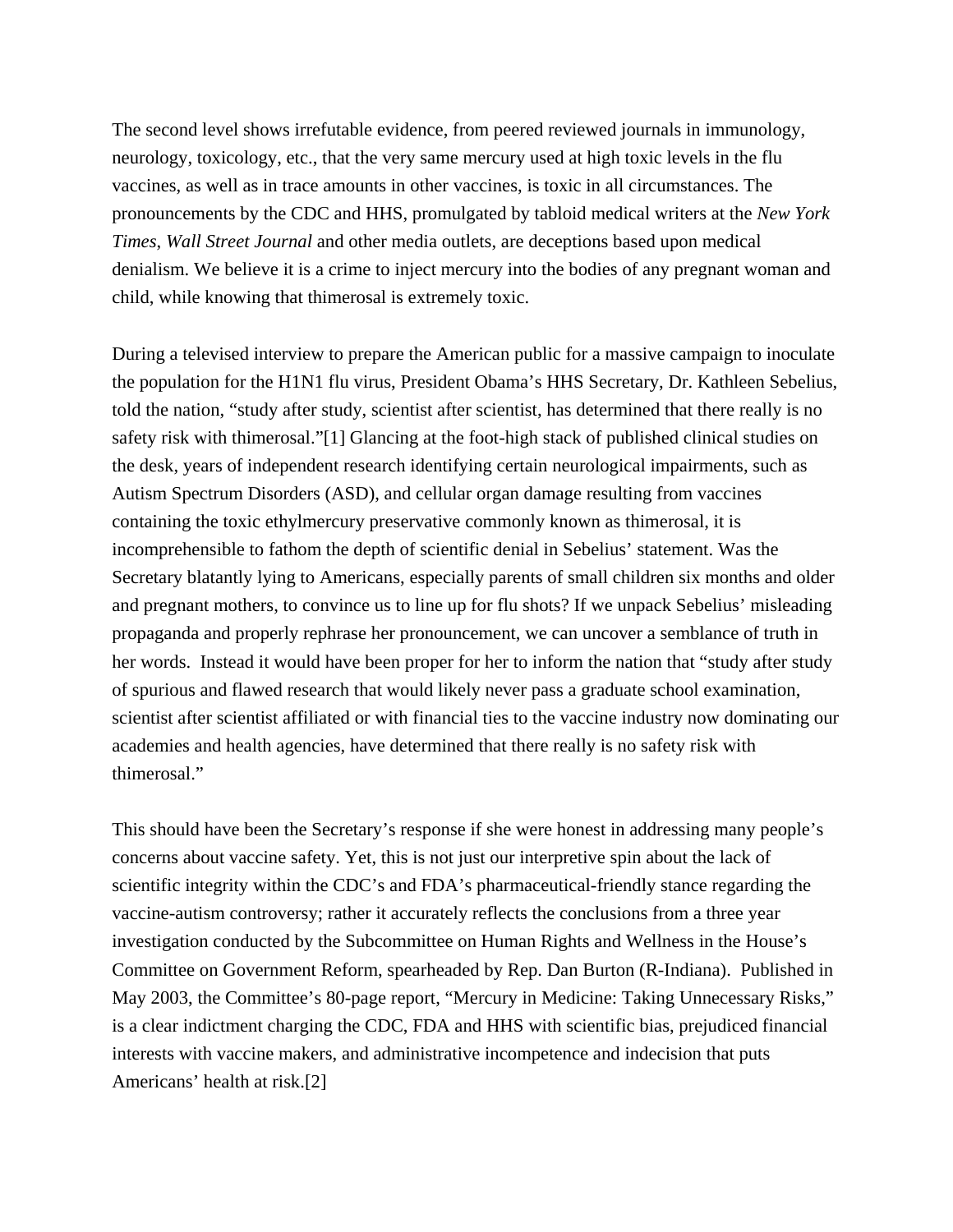The second level shows irrefutable evidence, from peered reviewed journals in immunology, neurology, toxicology, etc., that the very same mercury used at high toxic levels in the flu vaccines, as well as in trace amounts in other vaccines, is toxic in all circumstances. The pronouncements by the CDC and HHS, promulgated by tabloid medical writers at the *New York Times*, *Wall Street Journal* and other media outlets, are deceptions based upon medical denialism. We believe it is a crime to inject mercury into the bodies of any pregnant woman and child, while knowing that thimerosal is extremely toxic.

During a televised interview to prepare the American public for a massive campaign to inoculate the population for the H1N1 flu virus, President Obama's HHS Secretary, Dr. Kathleen Sebelius, told the nation, "study after study, scientist after scientist, has determined that there really is no safety risk with thimerosal."[1] Glancing at the foot-high stack of published clinical studies on the desk, years of independent research identifying certain neurological impairments, such as Autism Spectrum Disorders (ASD), and cellular organ damage resulting from vaccines containing the toxic ethylmercury preservative commonly known as thimerosal, it is incomprehensible to fathom the depth of scientific denial in Sebelius' statement. Was the Secretary blatantly lying to Americans, especially parents of small children six months and older and pregnant mothers, to convince us to line up for flu shots? If we unpack Sebelius' misleading propaganda and properly rephrase her pronouncement, we can uncover a semblance of truth in her words. Instead it would have been proper for her to inform the nation that "study after study of spurious and flawed research that would likely never pass a graduate school examination, scientist after scientist affiliated or with financial ties to the vaccine industry now dominating our academies and health agencies, have determined that there really is no safety risk with thimerosal."

This should have been the Secretary's response if she were honest in addressing many people's concerns about vaccine safety. Yet, this is not just our interpretive spin about the lack of scientific integrity within the CDC's and FDA's pharmaceutical-friendly stance regarding the vaccine-autism controversy; rather it accurately reflects the conclusions from a three year investigation conducted by the Subcommittee on Human Rights and Wellness in the House's Committee on Government Reform, spearheaded by Rep. Dan Burton (R-Indiana). Published in May 2003, the Committee's 80-page report, "Mercury in Medicine: Taking Unnecessary Risks," is a clear indictment charging the CDC, FDA and HHS with scientific bias, prejudiced financial interests with vaccine makers, and administrative incompetence and indecision that puts Americans' health at risk.[2]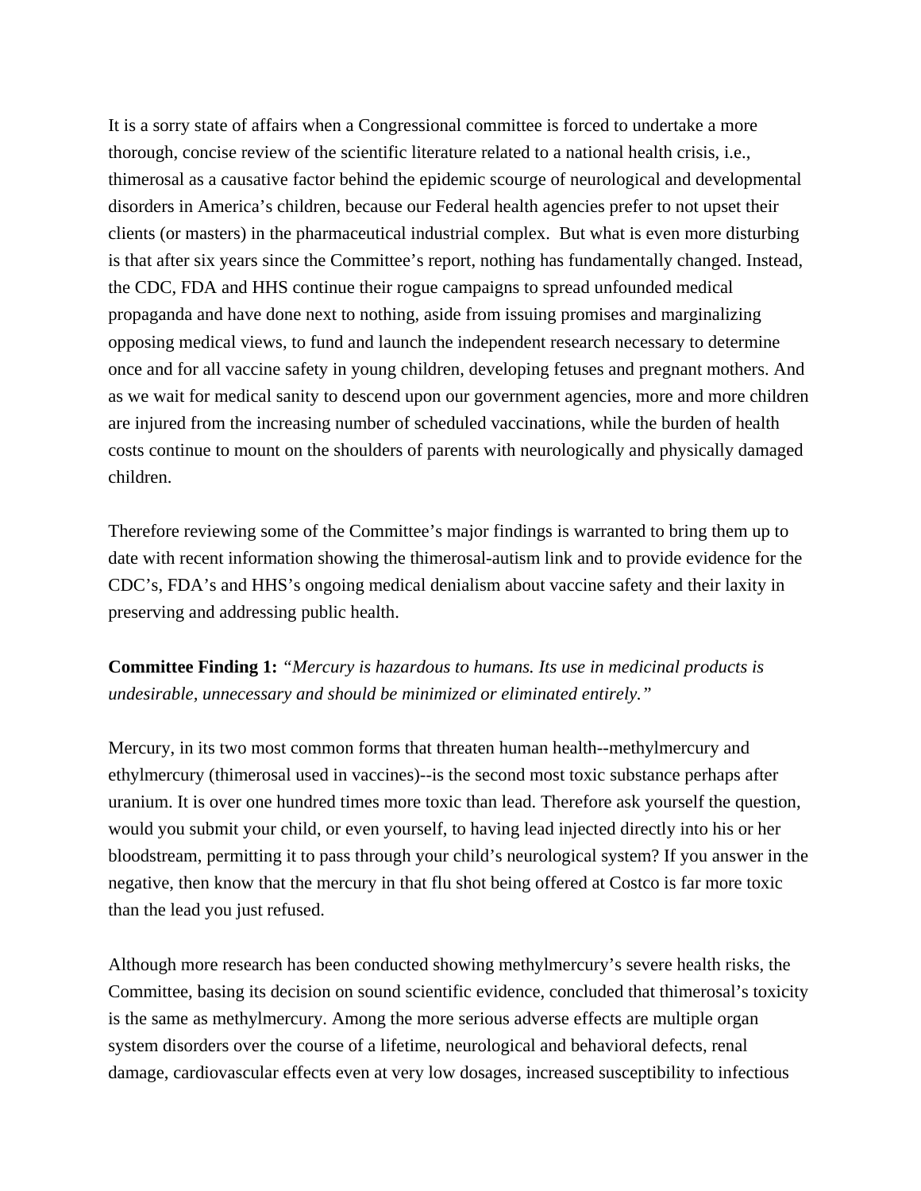It is a sorry state of affairs when a Congressional committee is forced to undertake a more thorough, concise review of the scientific literature related to a national health crisis, i.e., thimerosal as a causative factor behind the epidemic scourge of neurological and developmental disorders in America's children, because our Federal health agencies prefer to not upset their clients (or masters) in the pharmaceutical industrial complex. But what is even more disturbing is that after six years since the Committee's report, nothing has fundamentally changed. Instead, the CDC, FDA and HHS continue their rogue campaigns to spread unfounded medical propaganda and have done next to nothing, aside from issuing promises and marginalizing opposing medical views, to fund and launch the independent research necessary to determine once and for all vaccine safety in young children, developing fetuses and pregnant mothers. And as we wait for medical sanity to descend upon our government agencies, more and more children are injured from the increasing number of scheduled vaccinations, while the burden of health costs continue to mount on the shoulders of parents with neurologically and physically damaged children.

Therefore reviewing some of the Committee's major findings is warranted to bring them up to date with recent information showing the thimerosal-autism link and to provide evidence for the CDC's, FDA's and HHS's ongoing medical denialism about vaccine safety and their laxity in preserving and addressing public health.

**Committee Finding 1:** *"Mercury is hazardous to humans. Its use in medicinal products is undesirable, unnecessary and should be minimized or eliminated entirely."*

Mercury, in its two most common forms that threaten human health--methylmercury and ethylmercury (thimerosal used in vaccines)--is the second most toxic substance perhaps after uranium. It is over one hundred times more toxic than lead. Therefore ask yourself the question, would you submit your child, or even yourself, to having lead injected directly into his or her bloodstream, permitting it to pass through your child's neurological system? If you answer in the negative, then know that the mercury in that flu shot being offered at Costco is far more toxic than the lead you just refused.

Although more research has been conducted showing methylmercury's severe health risks, the Committee, basing its decision on sound scientific evidence, concluded that thimerosal's toxicity is the same as methylmercury. Among the more serious adverse effects are multiple organ system disorders over the course of a lifetime, neurological and behavioral defects, renal damage, cardiovascular effects even at very low dosages, increased susceptibility to infectious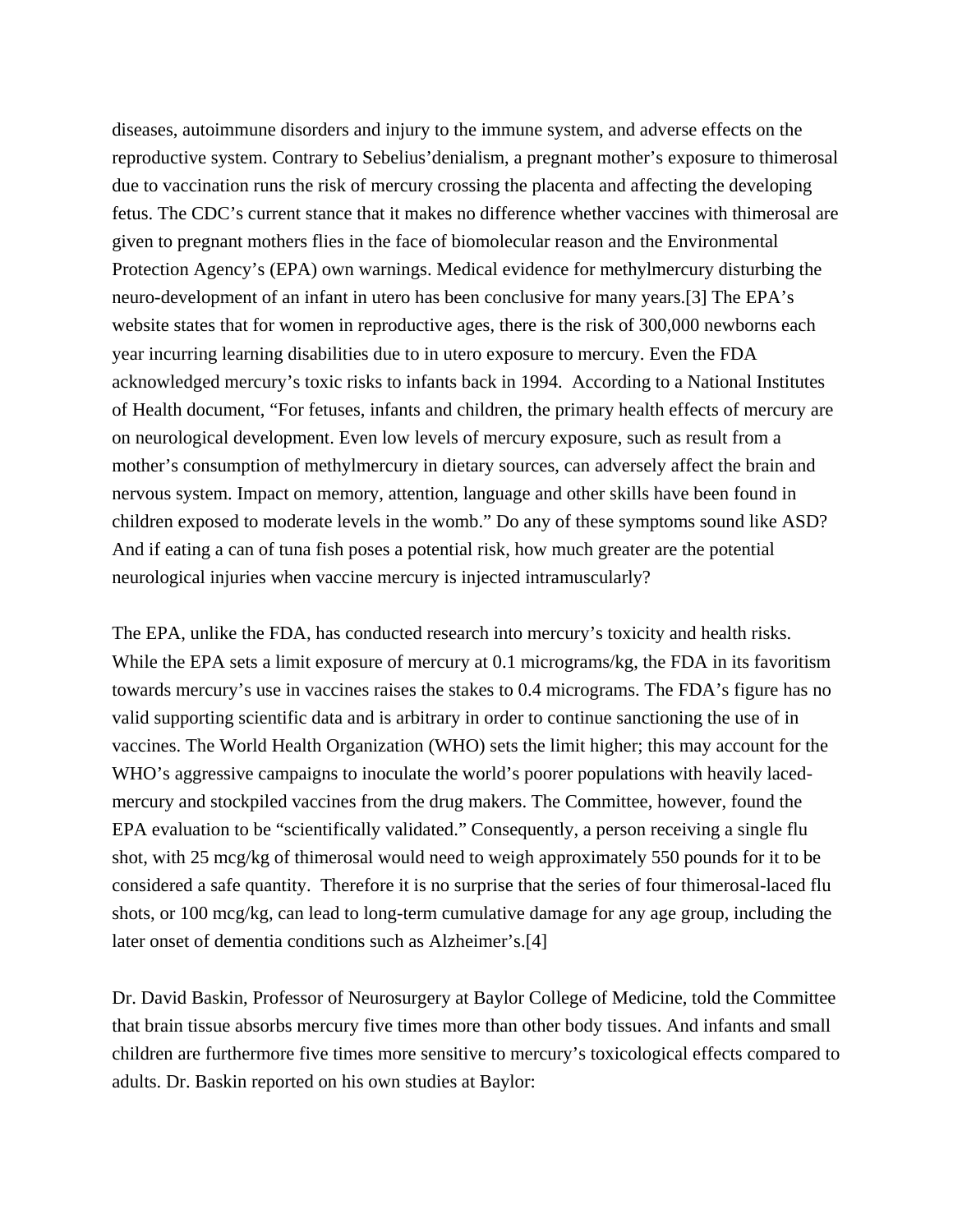diseases, autoimmune disorders and injury to the immune system, and adverse effects on the reproductive system. Contrary to Sebelius'denialism, a pregnant mother's exposure to thimerosal due to vaccination runs the risk of mercury crossing the placenta and affecting the developing fetus. The CDC's current stance that it makes no difference whether vaccines with thimerosal are given to pregnant mothers flies in the face of biomolecular reason and the Environmental Protection Agency's (EPA) own warnings. Medical evidence for methylmercury disturbing the neuro-development of an infant in utero has been conclusive for many years.[3] The EPA's website states that for women in reproductive ages, there is the risk of 300,000 newborns each year incurring learning disabilities due to in utero exposure to mercury. Even the FDA acknowledged mercury's toxic risks to infants back in 1994. According to a National Institutes of Health document, "For fetuses, infants and children, the primary health effects of mercury are on neurological development. Even low levels of mercury exposure, such as result from a mother's consumption of methylmercury in dietary sources, can adversely affect the brain and nervous system. Impact on memory, attention, language and other skills have been found in children exposed to moderate levels in the womb." Do any of these symptoms sound like ASD? And if eating a can of tuna fish poses a potential risk, how much greater are the potential neurological injuries when vaccine mercury is injected intramuscularly?

The EPA, unlike the FDA, has conducted research into mercury's toxicity and health risks. While the EPA sets a limit exposure of mercury at 0.1 micrograms/kg, the FDA in its favoritism towards mercury's use in vaccines raises the stakes to 0.4 micrograms. The FDA's figure has no valid supporting scientific data and is arbitrary in order to continue sanctioning the use of in vaccines. The World Health Organization (WHO) sets the limit higher; this may account for the WHO's aggressive campaigns to inoculate the world's poorer populations with heavily laced-mercury and stockpiled vaccines from the drug makers. The Committee, however, found the EPA evaluation to be "scientifically validated." Consequently, a person receiving a single flu shot, with 25 mcg/kg of thimerosal would need to weigh approximately 550 pounds for it to be considered a safe quantity. Therefore it is no surprise that the series of four thimerosal-laced flu shots, or 100 mcg/kg, can lead to long-term cumulative damage for any age group, including the later onset of dementia conditions such as Alzheimer's.[4]

Dr. David Baskin, Professor of Neurosurgery at Baylor College of Medicine, told the Committee that brain tissue absorbs mercury five times more than other body tissues. And infants and small children are furthermore five times more sensitive to mercury's toxicological effects compared to adults. Dr. Baskin reported on his own studies at Baylor: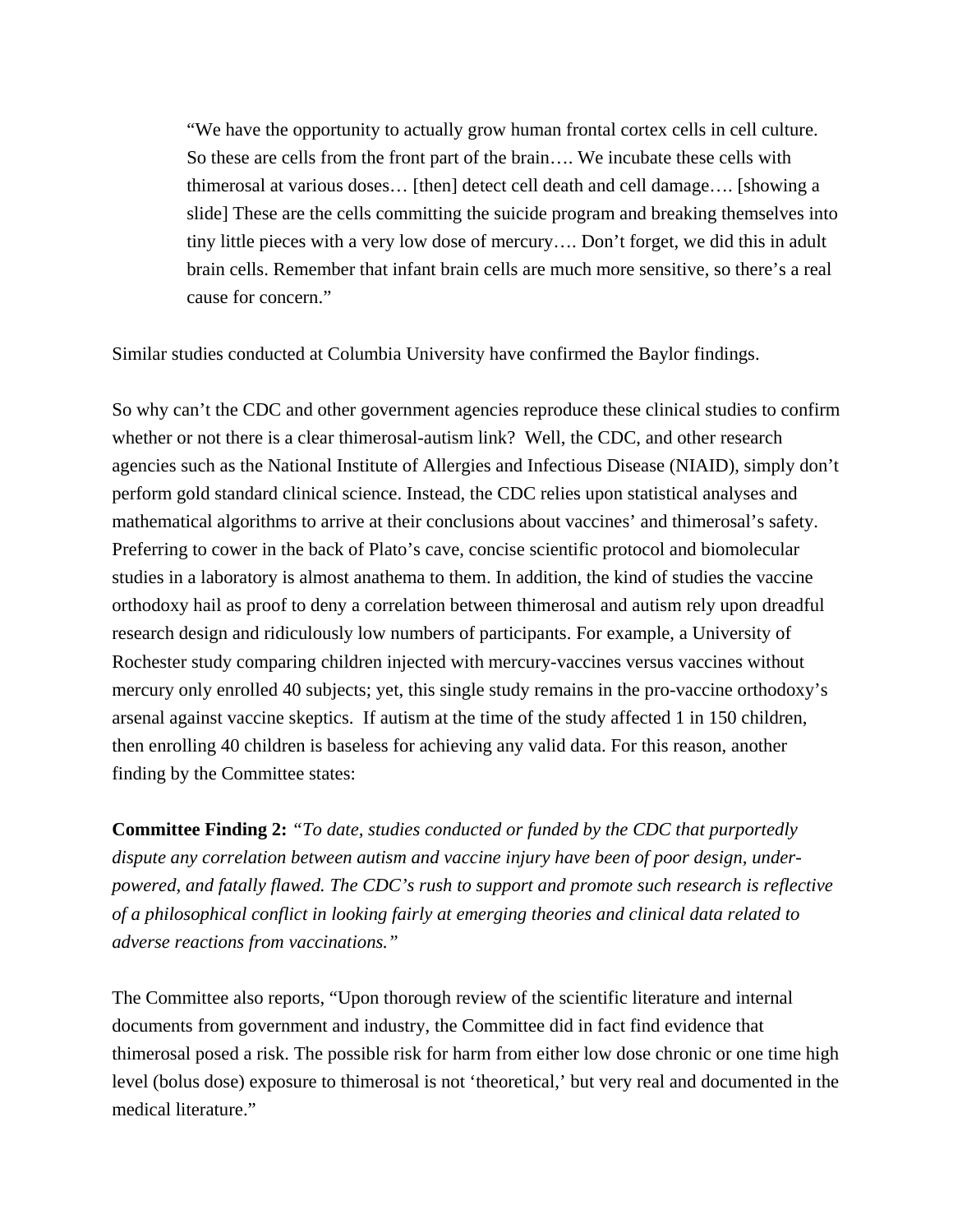> "We have the opportunity to actually grow human frontal cortex cells in cell culture. So these are cells from the front part of the brain…. We incubate these cells with thimerosal at various doses… [then] detect cell death and cell damage…. [showing a slide] These are the cells committing the suicide program and breaking themselves into tiny little pieces with a very low dose of mercury…. Don't forget, we did this in adult brain cells. Remember that infant brain cells are much more sensitive, so there's a real cause for concern."

Similar studies conducted at Columbia University have confirmed the Baylor findings.

So why can't the CDC and other government agencies reproduce these clinical studies to confirm whether or not there is a clear thimerosal-autism link? Well, the CDC, and other research agencies such as the National Institute of Allergies and Infectious Disease (NIAID), simply don't perform gold standard clinical science. Instead, the CDC relies upon statistical analyses and mathematical algorithms to arrive at their conclusions about vaccines' and thimerosal's safety. Preferring to cower in the back of Plato's cave, concise scientific protocol and biomolecular studies in a laboratory is almost anathema to them. In addition, the kind of studies the vaccine orthodoxy hail as proof to deny a correlation between thimerosal and autism rely upon dreadful research design and ridiculously low numbers of participants. For example, a University of Rochester study comparing children injected with mercury-vaccines versus vaccines without mercury only enrolled 40 subjects; yet, this single study remains in the pro-vaccine orthodoxy's arsenal against vaccine skeptics. If autism at the time of the study affected 1 in 150 children, then enrolling 40 children is baseless for achieving any valid data. For this reason, another finding by the Committee states:

**Committee Finding 2:** *"To date, studies conducted or funded by the CDC that purportedly dispute any correlation between autism and vaccine injury have been of poor design, under-powered, and fatally flawed. The CDC's rush to support and promote such research is reflective of a philosophical conflict in looking fairly at emerging theories and clinical data related to adverse reactions from vaccinations."*

The Committee also reports, "Upon thorough review of the scientific literature and internal documents from government and industry, the Committee did in fact find evidence that thimerosal posed a risk. The possible risk for harm from either low dose chronic or one time high level (bolus dose) exposure to thimerosal is not 'theoretical,' but very real and documented in the medical literature."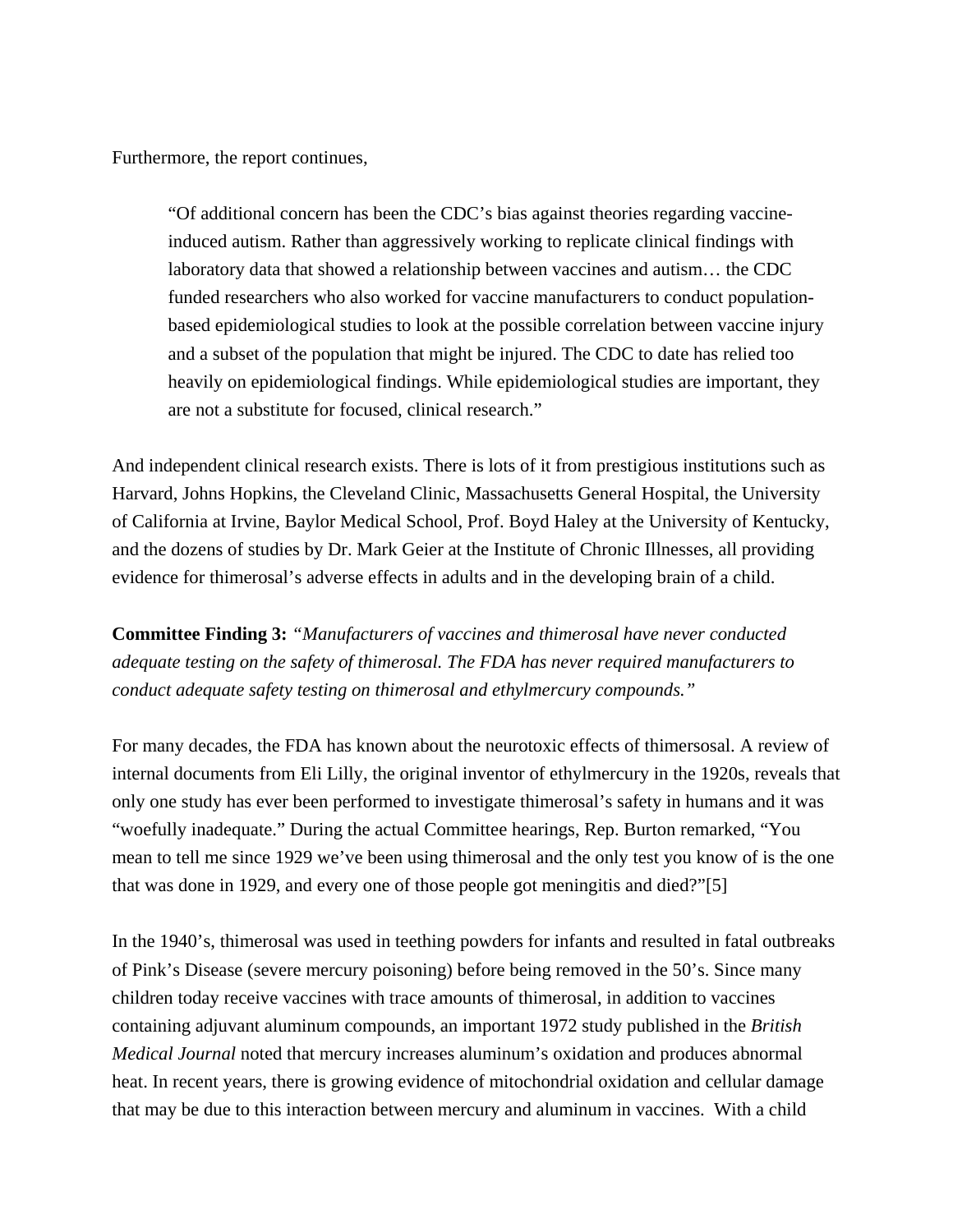Furthermore, the report continues,

> "Of additional concern has been the CDC's bias against theories regarding vaccine-induced autism. Rather than aggressively working to replicate clinical findings with laboratory data that showed a relationship between vaccines and autism… the CDC funded researchers who also worked for vaccine manufacturers to conduct population-based epidemiological studies to look at the possible correlation between vaccine injury and a subset of the population that might be injured. The CDC to date has relied too heavily on epidemiological findings. While epidemiological studies are important, they are not a substitute for focused, clinical research."

And independent clinical research exists. There is lots of it from prestigious institutions such as Harvard, Johns Hopkins, the Cleveland Clinic, Massachusetts General Hospital, the University of California at Irvine, Baylor Medical School, Prof. Boyd Haley at the University of Kentucky, and the dozens of studies by Dr. Mark Geier at the Institute of Chronic Illnesses, all providing evidence for thimerosal's adverse effects in adults and in the developing brain of a child.

**Committee Finding 3:** *"Manufacturers of vaccines and thimerosal have never conducted adequate testing on the safety of thimerosal. The FDA has never required manufacturers to conduct adequate safety testing on thimerosal and ethylmercury compounds."*

For many decades, the FDA has known about the neurotoxic effects of thimersosal. A review of internal documents from Eli Lilly, the original inventor of ethylmercury in the 1920s, reveals that only one study has ever been performed to investigate thimerosal's safety in humans and it was "woefully inadequate." During the actual Committee hearings, Rep. Burton remarked, "You mean to tell me since 1929 we've been using thimerosal and the only test you know of is the one that was done in 1929, and every one of those people got meningitis and died?"[5]

In the 1940's, thimerosal was used in teething powders for infants and resulted in fatal outbreaks of Pink's Disease (severe mercury poisoning) before being removed in the 50's. Since many children today receive vaccines with trace amounts of thimerosal, in addition to vaccines containing adjuvant aluminum compounds, an important 1972 study published in the *British Medical Journal* noted that mercury increases aluminum's oxidation and produces abnormal heat. In recent years, there is growing evidence of mitochondrial oxidation and cellular damage that may be due to this interaction between mercury and aluminum in vaccines. With a child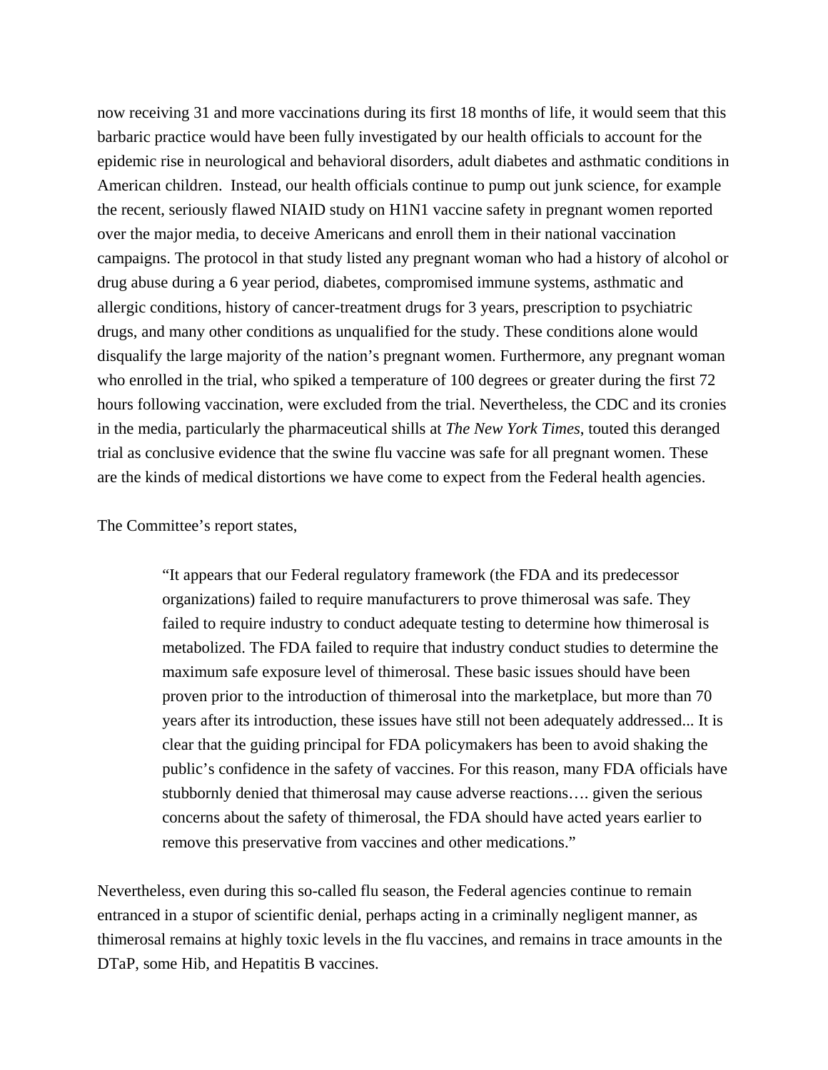now receiving 31 and more vaccinations during its first 18 months of life, it would seem that this barbaric practice would have been fully investigated by our health officials to account for the epidemic rise in neurological and behavioral disorders, adult diabetes and asthmatic conditions in American children. Instead, our health officials continue to pump out junk science, for example the recent, seriously flawed NIAID study on H1N1 vaccine safety in pregnant women reported over the major media, to deceive Americans and enroll them in their national vaccination campaigns. The protocol in that study listed any pregnant woman who had a history of alcohol or drug abuse during a 6 year period, diabetes, compromised immune systems, asthmatic and allergic conditions, history of cancer-treatment drugs for 3 years, prescription to psychiatric drugs, and many other conditions as unqualified for the study. These conditions alone would disqualify the large majority of the nation's pregnant women. Furthermore, any pregnant woman who enrolled in the trial, who spiked a temperature of 100 degrees or greater during the first 72 hours following vaccination, were excluded from the trial. Nevertheless, the CDC and its cronies in the media, particularly the pharmaceutical shills at *The New York Times*, touted this deranged trial as conclusive evidence that the swine flu vaccine was safe for all pregnant women. These are the kinds of medical distortions we have come to expect from the Federal health agencies.

The Committee's report states,

> "It appears that our Federal regulatory framework (the FDA and its predecessor organizations) failed to require manufacturers to prove thimerosal was safe. They failed to require industry to conduct adequate testing to determine how thimerosal is metabolized. The FDA failed to require that industry conduct studies to determine the maximum safe exposure level of thimerosal. These basic issues should have been proven prior to the introduction of thimerosal into the marketplace, but more than 70 years after its introduction, these issues have still not been adequately addressed... It is clear that the guiding principal for FDA policymakers has been to avoid shaking the public's confidence in the safety of vaccines. For this reason, many FDA officials have stubbornly denied that thimerosal may cause adverse reactions…. given the serious concerns about the safety of thimerosal, the FDA should have acted years earlier to remove this preservative from vaccines and other medications."

Nevertheless, even during this so-called flu season, the Federal agencies continue to remain entranced in a stupor of scientific denial, perhaps acting in a criminally negligent manner, as thimerosal remains at highly toxic levels in the flu vaccines, and remains in trace amounts in the DTaP, some Hib, and Hepatitis B vaccines.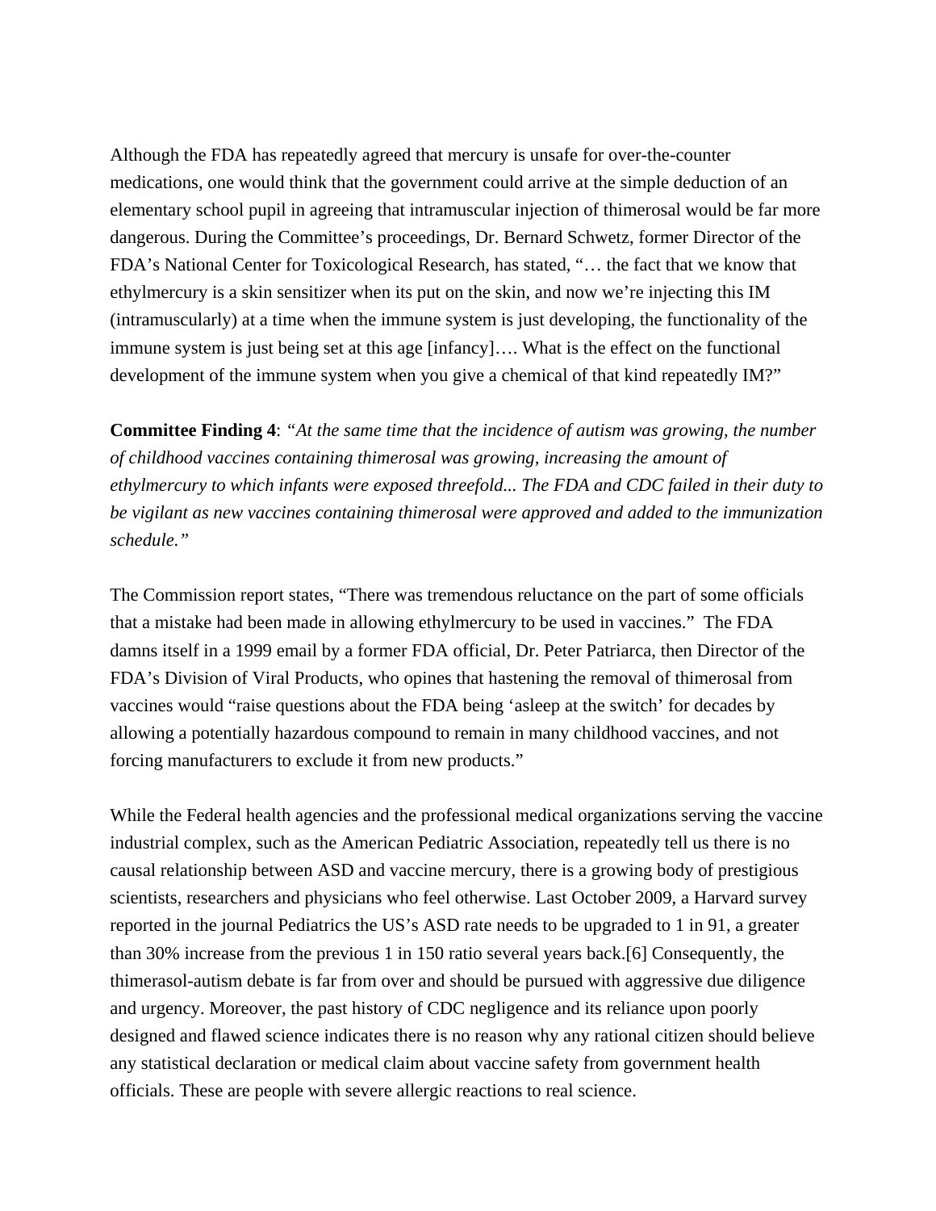Although the FDA has repeatedly agreed that mercury is unsafe for over-the-counter medications, one would think that the government could arrive at the simple deduction of an elementary school pupil in agreeing that intramuscular injection of thimerosal would be far more dangerous. During the Committee's proceedings, Dr. Bernard Schwetz, former Director of the FDA's National Center for Toxicological Research, has stated, "… the fact that we know that ethylmercury is a skin sensitizer when its put on the skin, and now we're injecting this IM (intramuscularly) at a time when the immune system is just developing, the functionality of the immune system is just being set at this age [infancy]…. What is the effect on the functional development of the immune system when you give a chemical of that kind repeatedly IM?"

**Committee Finding 4**: *"At the same time that the incidence of autism was growing, the number of childhood vaccines containing thimerosal was growing, increasing the amount of ethylmercury to which infants were exposed threefold... The FDA and CDC failed in their duty to be vigilant as new vaccines containing thimerosal were approved and added to the immunization schedule."*

The Commission report states, "There was tremendous reluctance on the part of some officials that a mistake had been made in allowing ethylmercury to be used in vaccines." The FDA damns itself in a 1999 email by a former FDA official, Dr. Peter Patriarca, then Director of the FDA's Division of Viral Products, who opines that hastening the removal of thimerosal from vaccines would "raise questions about the FDA being 'asleep at the switch' for decades by allowing a potentially hazardous compound to remain in many childhood vaccines, and not forcing manufacturers to exclude it from new products."

While the Federal health agencies and the professional medical organizations serving the vaccine industrial complex, such as the American Pediatric Association, repeatedly tell us there is no causal relationship between ASD and vaccine mercury, there is a growing body of prestigious scientists, researchers and physicians who feel otherwise. Last October 2009, a Harvard survey reported in the journal Pediatrics the US's ASD rate needs to be upgraded to 1 in 91, a greater than 30% increase from the previous 1 in 150 ratio several years back.[6] Consequently, the thimerasol-autism debate is far from over and should be pursued with aggressive due diligence and urgency. Moreover, the past history of CDC negligence and its reliance upon poorly designed and flawed science indicates there is no reason why any rational citizen should believe any statistical declaration or medical claim about vaccine safety from government health officials. These are people with severe allergic reactions to real science.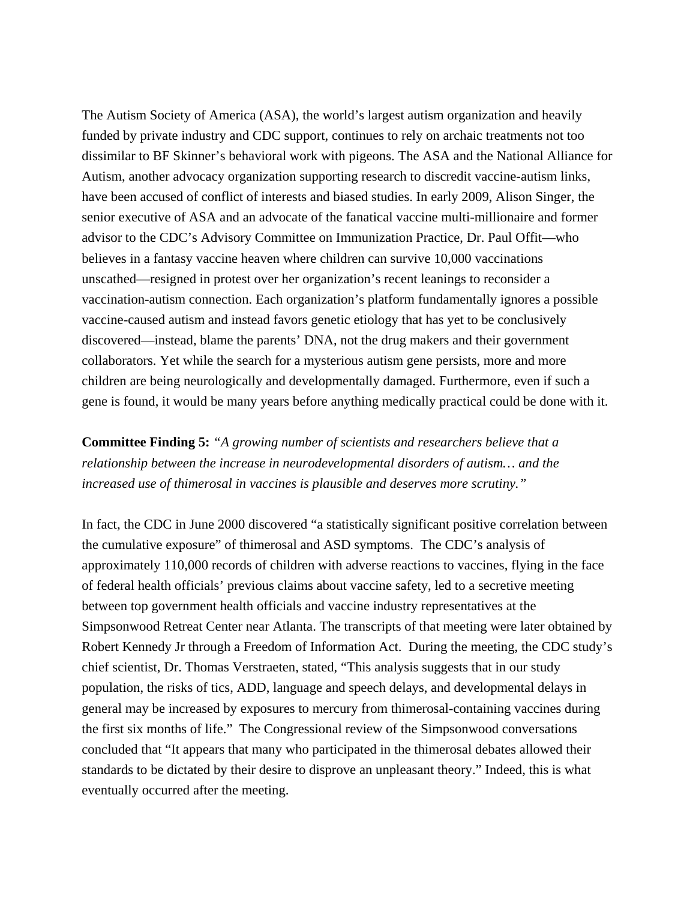The Autism Society of America (ASA), the world's largest autism organization and heavily funded by private industry and CDC support, continues to rely on archaic treatments not too dissimilar to BF Skinner's behavioral work with pigeons. The ASA and the National Alliance for Autism, another advocacy organization supporting research to discredit vaccine-autism links, have been accused of conflict of interests and biased studies. In early 2009, Alison Singer, the senior executive of ASA and an advocate of the fanatical vaccine multi-millionaire and former advisor to the CDC's Advisory Committee on Immunization Practice, Dr. Paul Offit—who believes in a fantasy vaccine heaven where children can survive 10,000 vaccinations unscathed—resigned in protest over her organization's recent leanings to reconsider a vaccination-autism connection. Each organization's platform fundamentally ignores a possible vaccine-caused autism and instead favors genetic etiology that has yet to be conclusively discovered—instead, blame the parents' DNA, not the drug makers and their government collaborators. Yet while the search for a mysterious autism gene persists, more and more children are being neurologically and developmentally damaged. Furthermore, even if such a gene is found, it would be many years before anything medically practical could be done with it.

**Committee Finding 5:** *"A growing number of scientists and researchers believe that a relationship between the increase in neurodevelopmental disorders of autism… and the increased use of thimerosal in vaccines is plausible and deserves more scrutiny."*

In fact, the CDC in June 2000 discovered "a statistically significant positive correlation between the cumulative exposure" of thimerosal and ASD symptoms. The CDC's analysis of approximately 110,000 records of children with adverse reactions to vaccines, flying in the face of federal health officials' previous claims about vaccine safety, led to a secretive meeting between top government health officials and vaccine industry representatives at the Simpsonwood Retreat Center near Atlanta. The transcripts of that meeting were later obtained by Robert Kennedy Jr through a Freedom of Information Act. During the meeting, the CDC study's chief scientist, Dr. Thomas Verstraeten, stated, "This analysis suggests that in our study population, the risks of tics, ADD, language and speech delays, and developmental delays in general may be increased by exposures to mercury from thimerosal-containing vaccines during the first six months of life." The Congressional review of the Simpsonwood conversations concluded that "It appears that many who participated in the thimerosal debates allowed their standards to be dictated by their desire to disprove an unpleasant theory." Indeed, this is what eventually occurred after the meeting.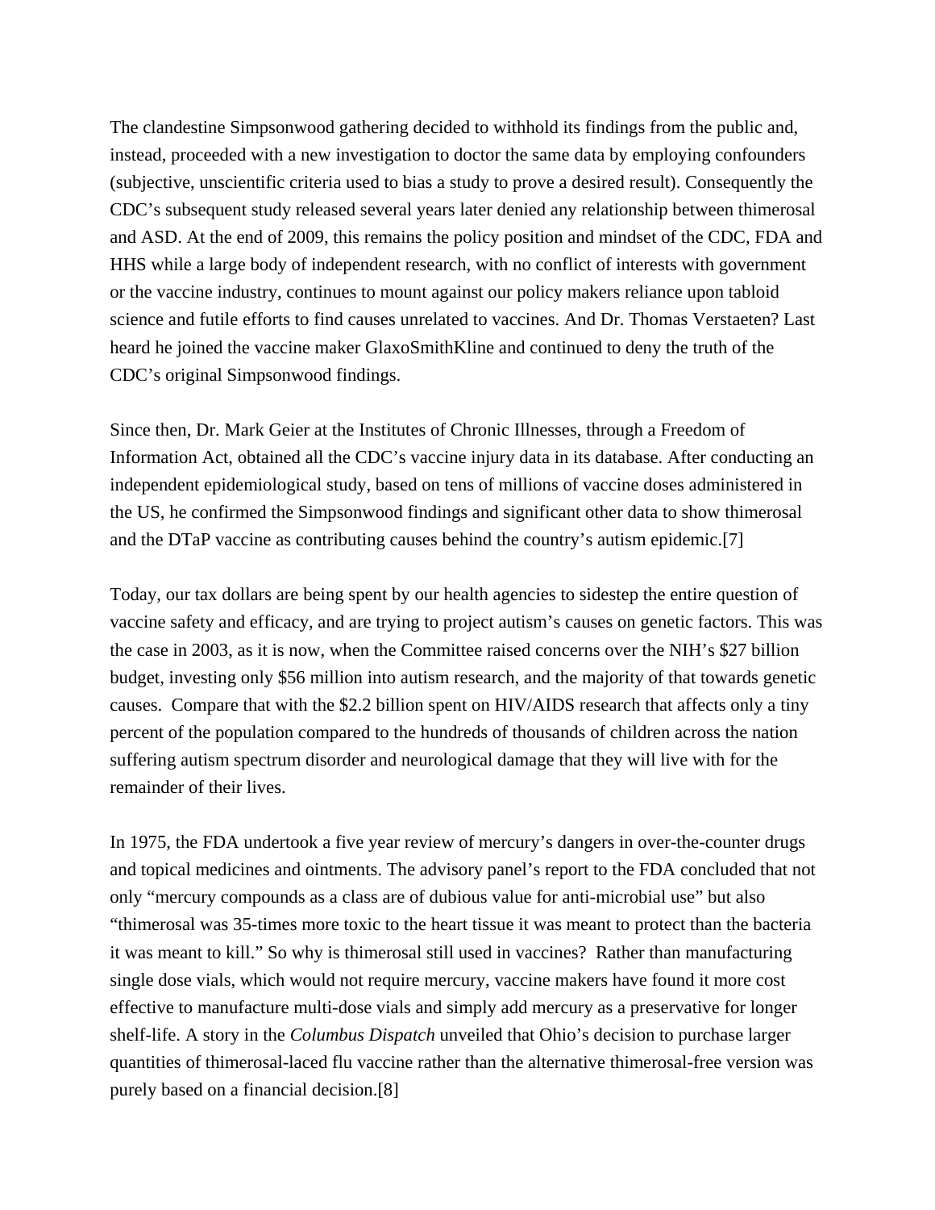The clandestine Simpsonwood gathering decided to withhold its findings from the public and, instead, proceeded with a new investigation to doctor the same data by employing confounders (subjective, unscientific criteria used to bias a study to prove a desired result). Consequently the CDC's subsequent study released several years later denied any relationship between thimerosal and ASD. At the end of 2009, this remains the policy position and mindset of the CDC, FDA and HHS while a large body of independent research, with no conflict of interests with government or the vaccine industry, continues to mount against our policy makers reliance upon tabloid science and futile efforts to find causes unrelated to vaccines. And Dr. Thomas Verstaeten? Last heard he joined the vaccine maker GlaxoSmithKline and continued to deny the truth of the CDC's original Simpsonwood findings.

Since then, Dr. Mark Geier at the Institutes of Chronic Illnesses, through a Freedom of Information Act, obtained all the CDC's vaccine injury data in its database. After conducting an independent epidemiological study, based on tens of millions of vaccine doses administered in the US, he confirmed the Simpsonwood findings and significant other data to show thimerosal and the DTaP vaccine as contributing causes behind the country's autism epidemic.[7]

Today, our tax dollars are being spent by our health agencies to sidestep the entire question of vaccine safety and efficacy, and are trying to project autism's causes on genetic factors. This was the case in 2003, as it is now, when the Committee raised concerns over the NIH's $27 billion budget, investing only $56 million into autism research, and the majority of that towards genetic causes. Compare that with the $2.2 billion spent on HIV/AIDS research that affects only a tiny percent of the population compared to the hundreds of thousands of children across the nation suffering autism spectrum disorder and neurological damage that they will live with for the remainder of their lives.

In 1975, the FDA undertook a five year review of mercury's dangers in over-the-counter drugs and topical medicines and ointments. The advisory panel's report to the FDA concluded that not only "mercury compounds as a class are of dubious value for anti-microbial use" but also "thimerosal was 35-times more toxic to the heart tissue it was meant to protect than the bacteria it was meant to kill." So why is thimerosal still used in vaccines? Rather than manufacturing single dose vials, which would not require mercury, vaccine makers have found it more cost effective to manufacture multi-dose vials and simply add mercury as a preservative for longer shelf-life. A story in the *Columbus Dispatch* unveiled that Ohio's decision to purchase larger quantities of thimerosal-laced flu vaccine rather than the alternative thimerosal-free version was purely based on a financial decision.[8]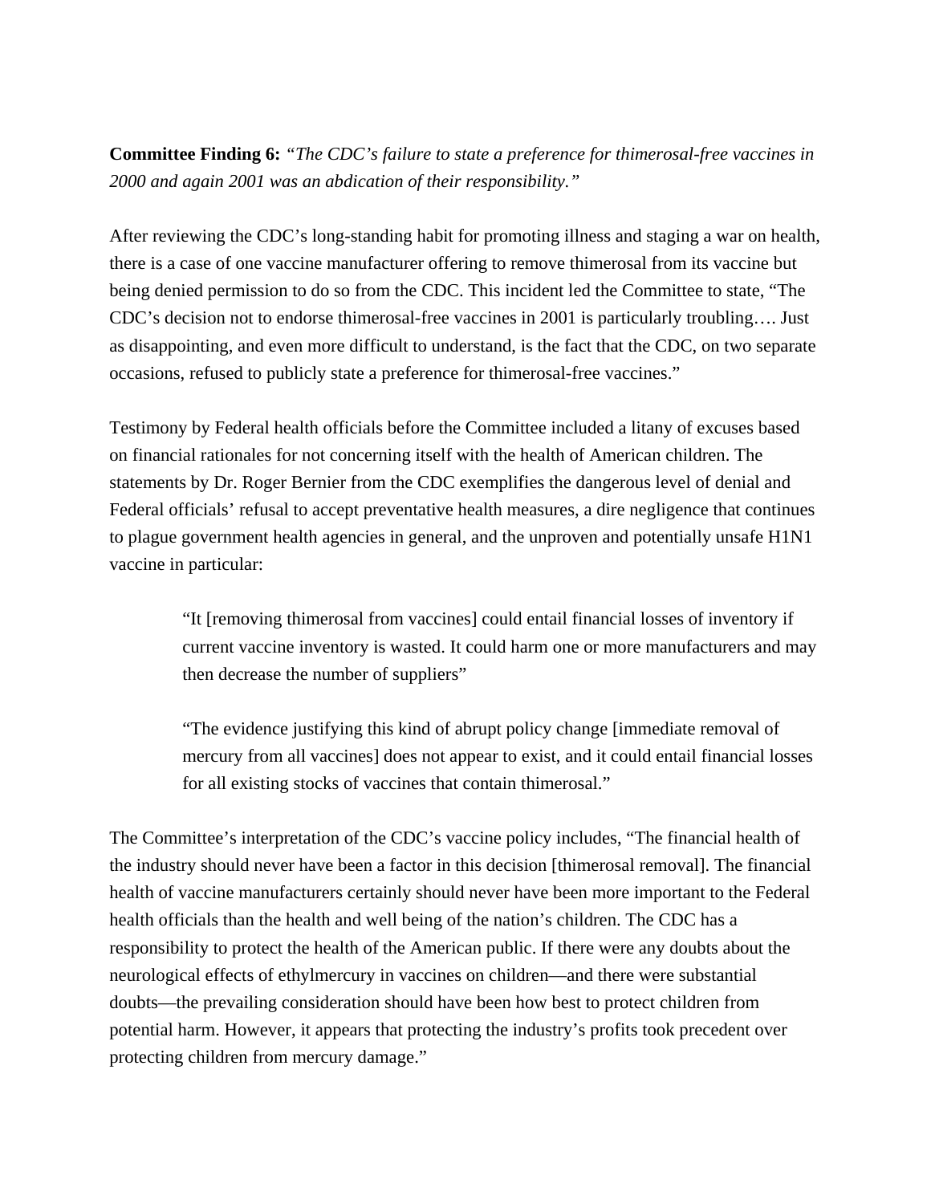**Committee Finding 6:** *"The CDC's failure to state a preference for thimerosal-free vaccines in 2000 and again 2001 was an abdication of their responsibility."*

After reviewing the CDC's long-standing habit for promoting illness and staging a war on health, there is a case of one vaccine manufacturer offering to remove thimerosal from its vaccine but being denied permission to do so from the CDC. This incident led the Committee to state, "The CDC's decision not to endorse thimerosal-free vaccines in 2001 is particularly troubling…. Just as disappointing, and even more difficult to understand, is the fact that the CDC, on two separate occasions, refused to publicly state a preference for thimerosal-free vaccines."

Testimony by Federal health officials before the Committee included a litany of excuses based on financial rationales for not concerning itself with the health of American children. The statements by Dr. Roger Bernier from the CDC exemplifies the dangerous level of denial and Federal officials' refusal to accept preventative health measures, a dire negligence that continues to plague government health agencies in general, and the unproven and potentially unsafe H1N1 vaccine in particular:

> "It [removing thimerosal from vaccines] could entail financial losses of inventory if current vaccine inventory is wasted. It could harm one or more manufacturers and may then decrease the number of suppliers"
>
> "The evidence justifying this kind of abrupt policy change [immediate removal of mercury from all vaccines] does not appear to exist, and it could entail financial losses for all existing stocks of vaccines that contain thimerosal."

The Committee's interpretation of the CDC's vaccine policy includes, "The financial health of the industry should never have been a factor in this decision [thimerosal removal]. The financial health of vaccine manufacturers certainly should never have been more important to the Federal health officials than the health and well being of the nation's children. The CDC has a responsibility to protect the health of the American public. If there were any doubts about the neurological effects of ethylmercury in vaccines on children—and there were substantial doubts—the prevailing consideration should have been how best to protect children from potential harm. However, it appears that protecting the industry's profits took precedent over protecting children from mercury damage."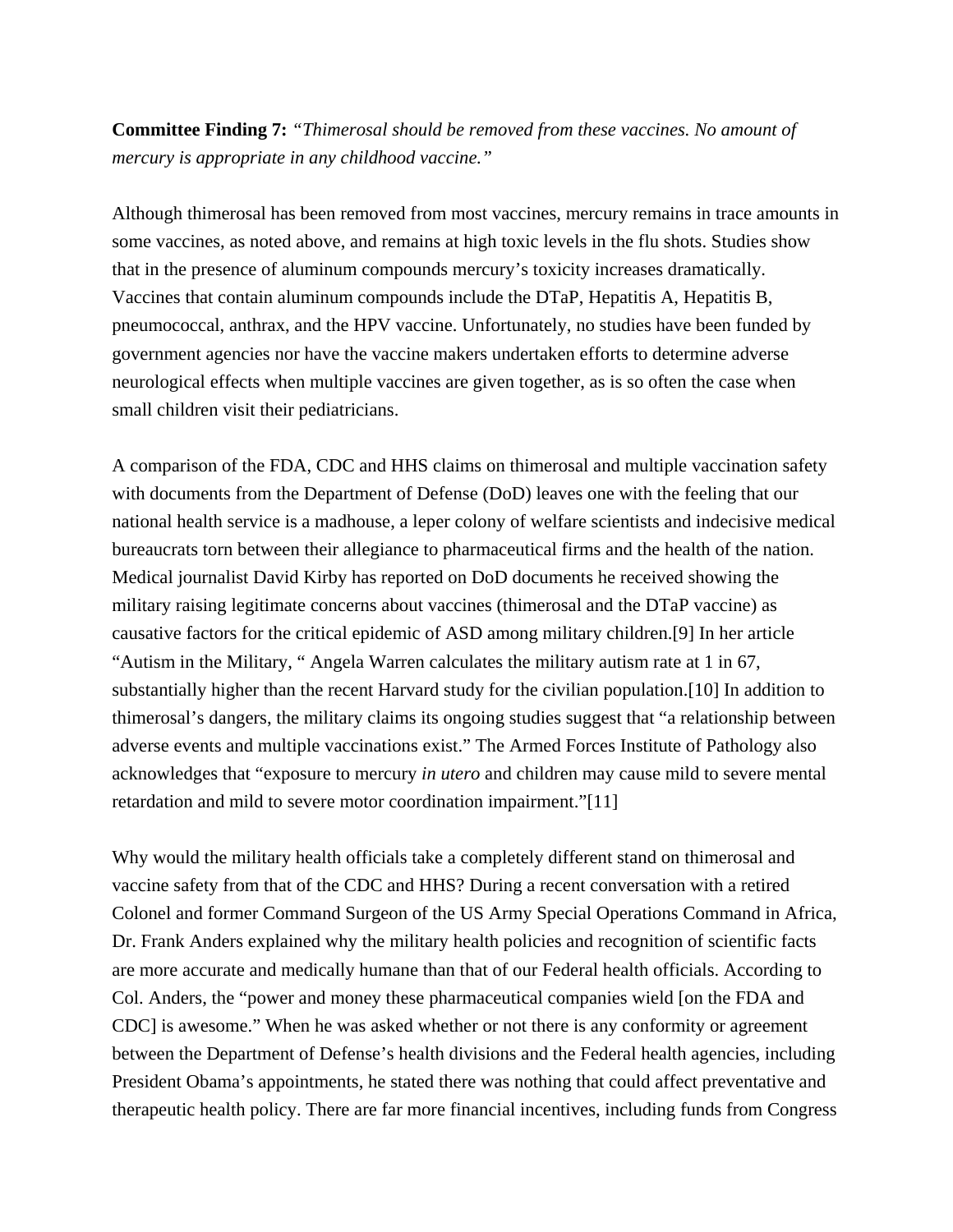**Committee Finding 7:** *"Thimerosal should be removed from these vaccines. No amount of mercury is appropriate in any childhood vaccine."*

Although thimerosal has been removed from most vaccines, mercury remains in trace amounts in some vaccines, as noted above, and remains at high toxic levels in the flu shots. Studies show that in the presence of aluminum compounds mercury's toxicity increases dramatically. Vaccines that contain aluminum compounds include the DTaP, Hepatitis A, Hepatitis B, pneumococcal, anthrax, and the HPV vaccine. Unfortunately, no studies have been funded by government agencies nor have the vaccine makers undertaken efforts to determine adverse neurological effects when multiple vaccines are given together, as is so often the case when small children visit their pediatricians.

A comparison of the FDA, CDC and HHS claims on thimerosal and multiple vaccination safety with documents from the Department of Defense (DoD) leaves one with the feeling that our national health service is a madhouse, a leper colony of welfare scientists and indecisive medical bureaucrats torn between their allegiance to pharmaceutical firms and the health of the nation. Medical journalist David Kirby has reported on DoD documents he received showing the military raising legitimate concerns about vaccines (thimerosal and the DTaP vaccine) as causative factors for the critical epidemic of ASD among military children.[9] In her article "Autism in the Military, " Angela Warren calculates the military autism rate at 1 in 67, substantially higher than the recent Harvard study for the civilian population.[10] In addition to thimerosal's dangers, the military claims its ongoing studies suggest that "a relationship between adverse events and multiple vaccinations exist." The Armed Forces Institute of Pathology also acknowledges that "exposure to mercury *in utero* and children may cause mild to severe mental retardation and mild to severe motor coordination impairment."[11]

Why would the military health officials take a completely different stand on thimerosal and vaccine safety from that of the CDC and HHS? During a recent conversation with a retired Colonel and former Command Surgeon of the US Army Special Operations Command in Africa, Dr. Frank Anders explained why the military health policies and recognition of scientific facts are more accurate and medically humane than that of our Federal health officials. According to Col. Anders, the "power and money these pharmaceutical companies wield [on the FDA and CDC] is awesome." When he was asked whether or not there is any conformity or agreement between the Department of Defense's health divisions and the Federal health agencies, including President Obama's appointments, he stated there was nothing that could affect preventative and therapeutic health policy. There are far more financial incentives, including funds from Congress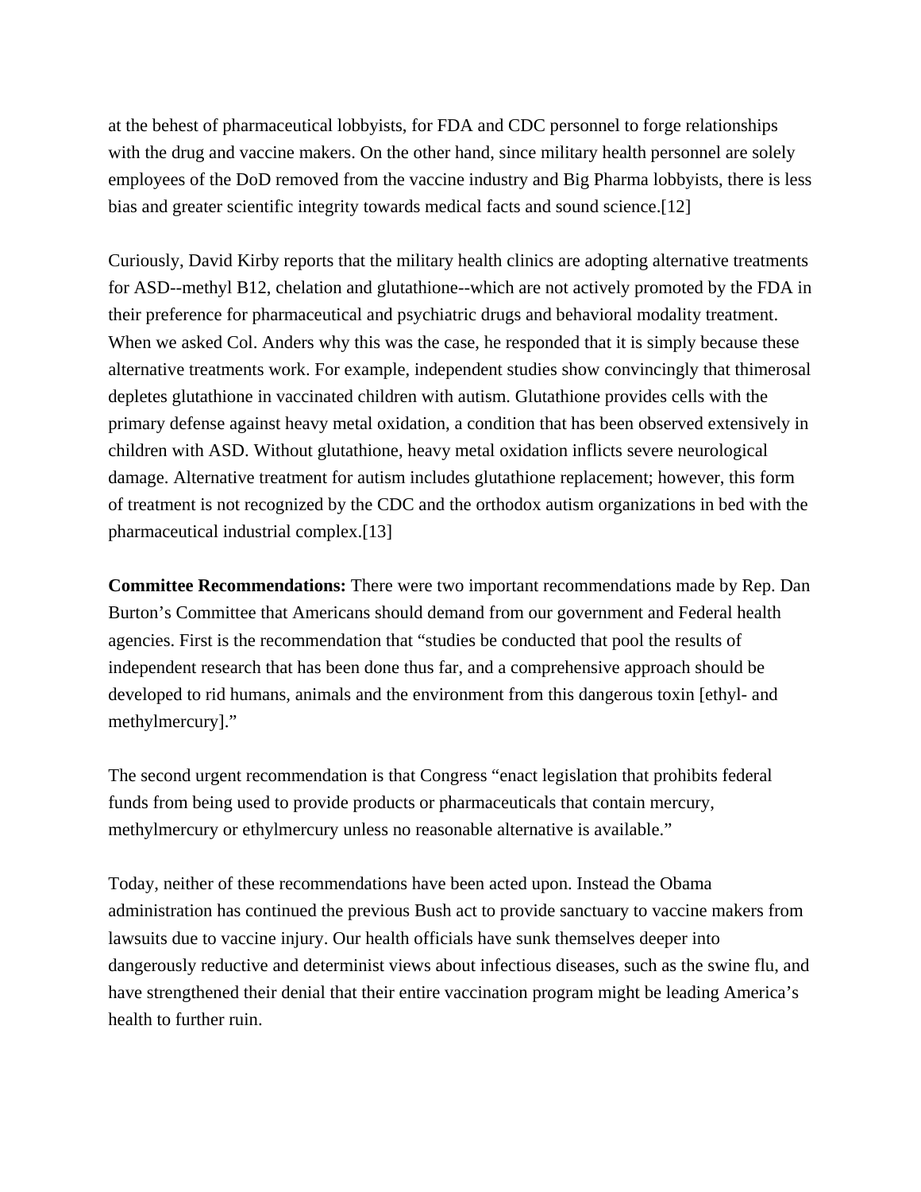at the behest of pharmaceutical lobbyists, for FDA and CDC personnel to forge relationships with the drug and vaccine makers. On the other hand, since military health personnel are solely employees of the DoD removed from the vaccine industry and Big Pharma lobbyists, there is less bias and greater scientific integrity towards medical facts and sound science.[12]

Curiously, David Kirby reports that the military health clinics are adopting alternative treatments for ASD--methyl B12, chelation and glutathione--which are not actively promoted by the FDA in their preference for pharmaceutical and psychiatric drugs and behavioral modality treatment. When we asked Col. Anders why this was the case, he responded that it is simply because these alternative treatments work. For example, independent studies show convincingly that thimerosal depletes glutathione in vaccinated children with autism. Glutathione provides cells with the primary defense against heavy metal oxidation, a condition that has been observed extensively in children with ASD. Without glutathione, heavy metal oxidation inflicts severe neurological damage. Alternative treatment for autism includes glutathione replacement; however, this form of treatment is not recognized by the CDC and the orthodox autism organizations in bed with the pharmaceutical industrial complex.[13]

**Committee Recommendations:** There were two important recommendations made by Rep. Dan Burton's Committee that Americans should demand from our government and Federal health agencies. First is the recommendation that "studies be conducted that pool the results of independent research that has been done thus far, and a comprehensive approach should be developed to rid humans, animals and the environment from this dangerous toxin [ethyl- and methylmercury]."

The second urgent recommendation is that Congress "enact legislation that prohibits federal funds from being used to provide products or pharmaceuticals that contain mercury, methylmercury or ethylmercury unless no reasonable alternative is available."

Today, neither of these recommendations have been acted upon. Instead the Obama administration has continued the previous Bush act to provide sanctuary to vaccine makers from lawsuits due to vaccine injury. Our health officials have sunk themselves deeper into dangerously reductive and determinist views about infectious diseases, such as the swine flu, and have strengthened their denial that their entire vaccination program might be leading America's health to further ruin.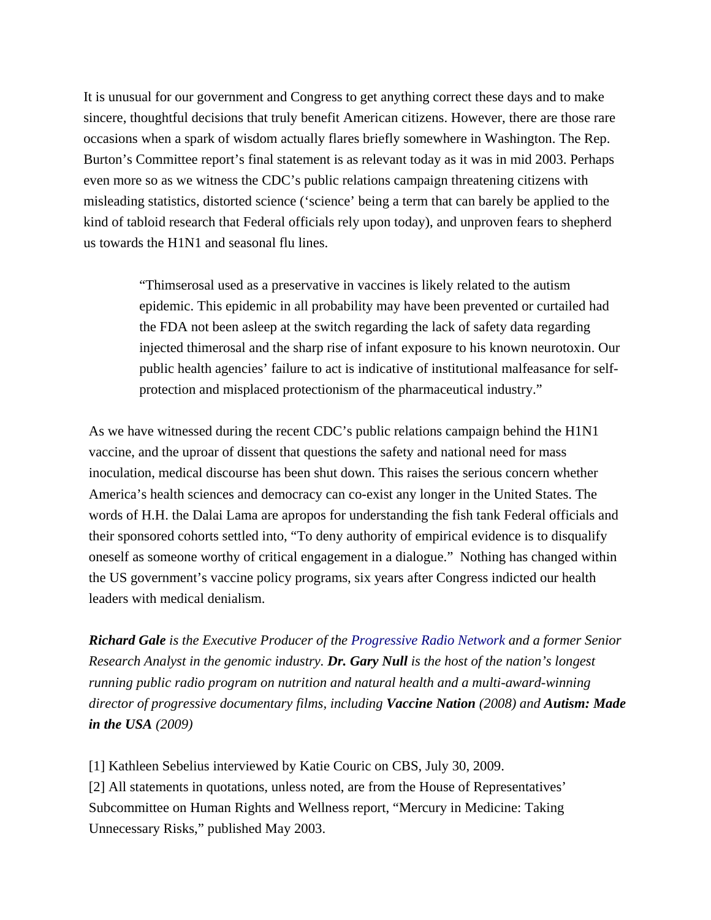It is unusual for our government and Congress to get anything correct these days and to make sincere, thoughtful decisions that truly benefit American citizens. However, there are those rare occasions when a spark of wisdom actually flares briefly somewhere in Washington. The Rep. Burton's Committee report's final statement is as relevant today as it was in mid 2003. Perhaps even more so as we witness the CDC's public relations campaign threatening citizens with misleading statistics, distorted science ('science' being a term that can barely be applied to the kind of tabloid research that Federal officials rely upon today), and unproven fears to shepherd us towards the H1N1 and seasonal flu lines.

> "Thimserosal used as a preservative in vaccines is likely related to the autism epidemic. This epidemic in all probability may have been prevented or curtailed had the FDA not been asleep at the switch regarding the lack of safety data regarding injected thimerosal and the sharp rise of infant exposure to his known neurotoxin. Our public health agencies' failure to act is indicative of institutional malfeasance for self-protection and misplaced protectionism of the pharmaceutical industry."

As we have witnessed during the recent CDC's public relations campaign behind the H1N1 vaccine, and the uproar of dissent that questions the safety and national need for mass inoculation, medical discourse has been shut down. This raises the serious concern whether America's health sciences and democracy can co-exist any longer in the United States. The words of H.H. the Dalai Lama are apropos for understanding the fish tank Federal officials and their sponsored cohorts settled into, "To deny authority of empirical evidence is to disqualify oneself as someone worthy of critical engagement in a dialogue." Nothing has changed within the US government's vaccine policy programs, six years after Congress indicted our health leaders with medical denialism.

***Richard Gale*** *is the Executive Producer of the Progressive Radio Network and a former Senior Research Analyst in the genomic industry.* ***Dr. Gary Null*** *is the host of the nation's longest running public radio program on nutrition and natural health and a multi-award-winning director of progressive documentary films, including* ***Vaccine Nation*** *(2008) and* ***Autism: Made in the USA*** *(2009)*

[1] Kathleen Sebelius interviewed by Katie Couric on CBS, July 30, 2009.
[2] All statements in quotations, unless noted, are from the House of Representatives' Subcommittee on Human Rights and Wellness report, "Mercury in Medicine: Taking Unnecessary Risks," published May 2003.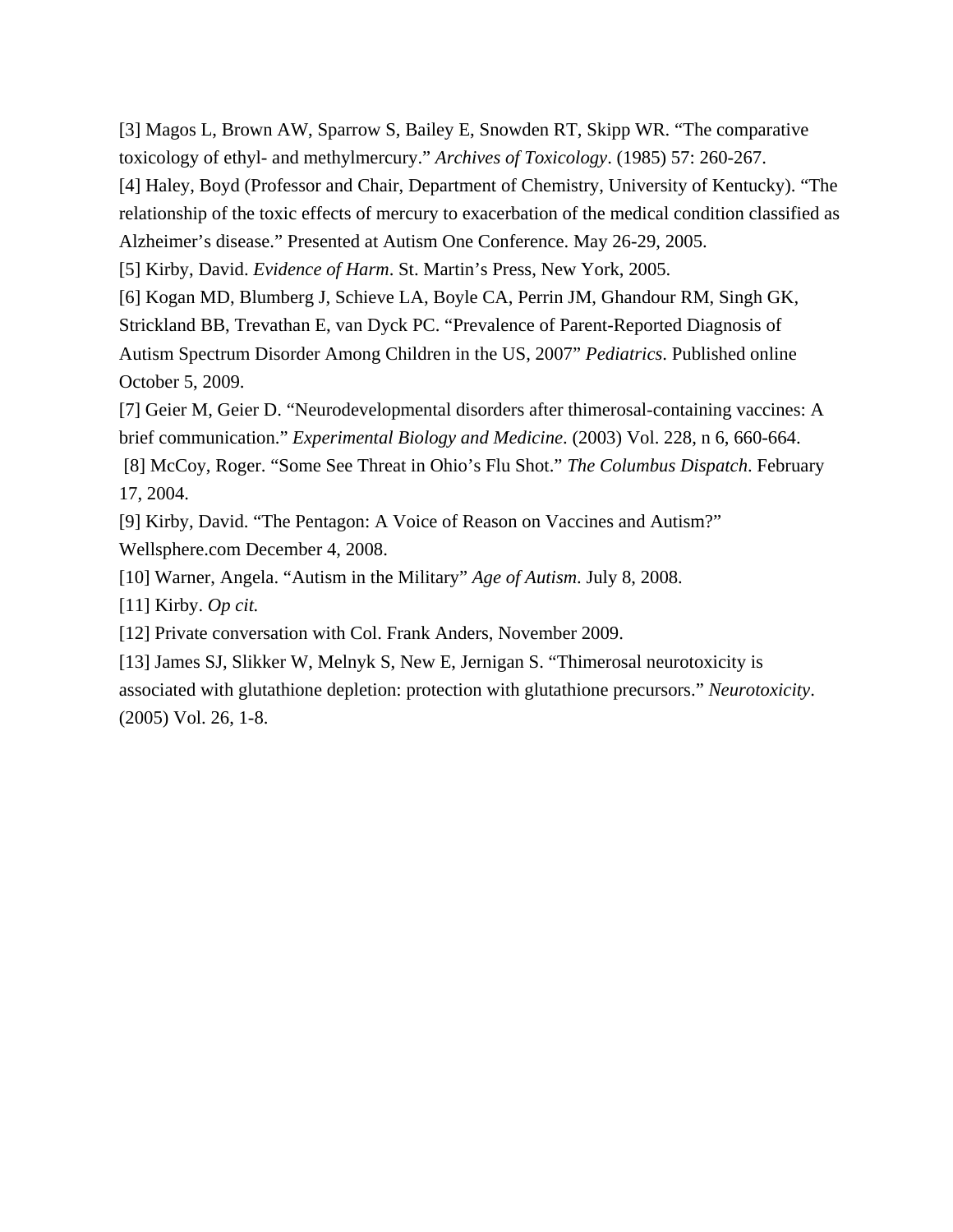[3] Magos L, Brown AW, Sparrow S, Bailey E, Snowden RT, Skipp WR. "The comparative toxicology of ethyl- and methylmercury." *Archives of Toxicology*. (1985) 57: 260-267.

[4] Haley, Boyd (Professor and Chair, Department of Chemistry, University of Kentucky). "The relationship of the toxic effects of mercury to exacerbation of the medical condition classified as Alzheimer's disease." Presented at Autism One Conference. May 26-29, 2005.

[5] Kirby, David. *Evidence of Harm*. St. Martin's Press, New York, 2005.

[6] Kogan MD, Blumberg J, Schieve LA, Boyle CA, Perrin JM, Ghandour RM, Singh GK, Strickland BB, Trevathan E, van Dyck PC. "Prevalence of Parent-Reported Diagnosis of Autism Spectrum Disorder Among Children in the US, 2007" *Pediatrics*. Published online October 5, 2009.

[7] Geier M, Geier D. "Neurodevelopmental disorders after thimerosal-containing vaccines: A brief communication." *Experimental Biology and Medicine*. (2003) Vol. 228, n 6, 660-664.

[8] McCoy, Roger. "Some See Threat in Ohio's Flu Shot." *The Columbus Dispatch*. February 17, 2004.

[9] Kirby, David. "The Pentagon: A Voice of Reason on Vaccines and Autism?" Wellsphere.com December 4, 2008.

[10] Warner, Angela. "Autism in the Military" *Age of Autism*. July 8, 2008.

[11] Kirby. *Op cit.*

[12] Private conversation with Col. Frank Anders, November 2009.

[13] James SJ, Slikker W, Melnyk S, New E, Jernigan S. "Thimerosal neurotoxicity is associated with glutathione depletion: protection with glutathione precursors." *Neurotoxicity*. (2005) Vol. 26, 1-8.